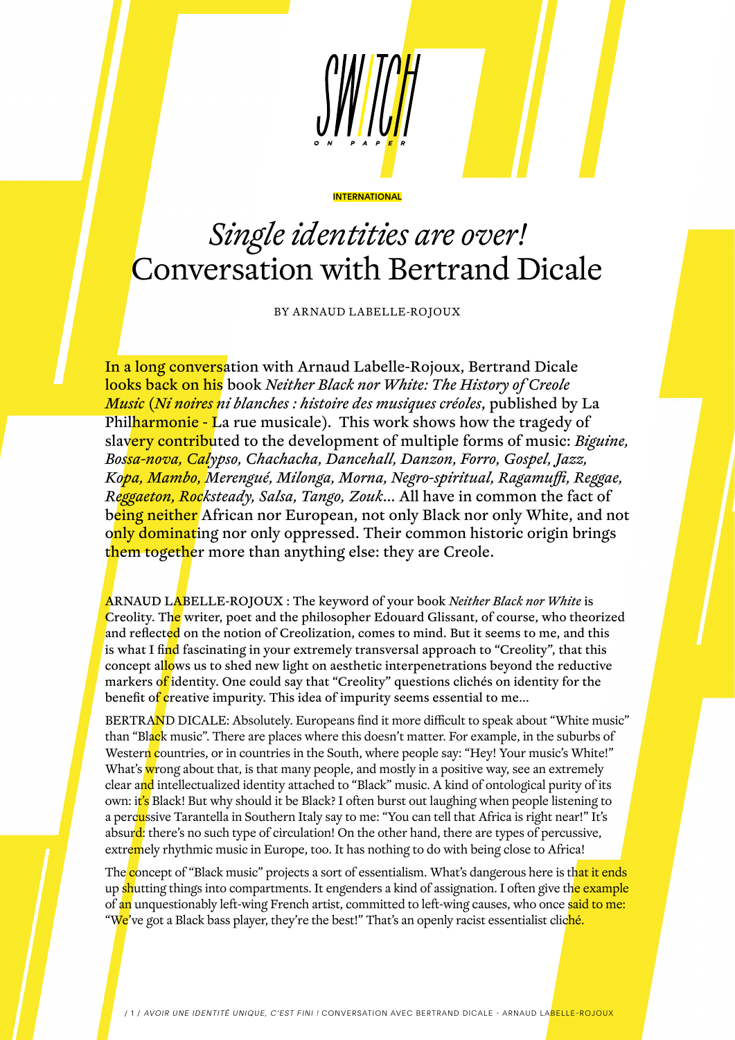SWITCH ON PAPER

INTERNATIONAL

# *Single identities are over!* Conversation with Bertrand Dicale

BY ARNAUD LABELLE-ROJOUX

In a long conversation with Arnaud Labelle-Rojoux, Bertrand Dicale looks back on his book *Neither Black nor White: The History of Creole Music* (*Ni noires ni blanches : histoire des musiques créoles*, published by La Philharmonie - La rue musicale). This work shows how the tragedy of slavery contributed to the development of multiple forms of music: *Biguine, Bossa-nova, Calypso, Chachacha, Dancehall, Danzon, Forro, Gospel, Jazz, Kopa, Mambo, Merengué, Milonga, Morna, Negro-spiritual, Ragamuffi, Reggae, Reggaeton, Rocksteady, Salsa, Tango, Zouk*… All have in common the fact of being neither African nor European, not only Black nor only White, and not only dominating nor only oppressed. Their common historic origin brings them together more than anything else: they are Creole.

ARNAUD LABELLE-ROJOUX : The keyword of your book *Neither Black nor White* is Creolity. The writer, poet and the philosopher Edouard Glissant, of course, who theorized and reflected on the notion of Creolization, comes to mind. But it seems to me, and this is what I find fascinating in your extremely transversal approach to "Creolity", that this concept allows us to shed new light on aesthetic interpenetrations beyond the reductive markers of identity. One could say that "Creolity" questions clichés on identity for the benefit of creative impurity. This idea of impurity seems essential to me…

BERTRAND DICALE: Absolutely. Europeans find it more difficult to speak about "White music" than "Black music". There are places where this doesn't matter. For example, in the suburbs of Western countries, or in countries in the South, where people say: "Hey! Your music's White!" What's wrong about that, is that many people, and mostly in a positive way, see an extremely clear and intellectualized identity attached to "Black" music. A kind of ontological purity of its own: it's Black! But why should it be Black? I often burst out laughing when people listening to a percussive Tarantella in Southern Italy say to me: "You can tell that Africa is right near!" It's absurd: there's no such type of circulation! On the other hand, there are types of percussive, extremely rhythmic music in Europe, too. It has nothing to do with being close to Africa!

The concept of "Black music" projects a sort of essentialism. What's dangerous here is that it ends up shutting things into compartments. It engenders a kind of assignation. I often give the example of an unquestionably left-wing French artist, committed to left-wing causes, who once said to me: "We've got a Black bass player, they're the best!" That's an openly racist essentialist cliché.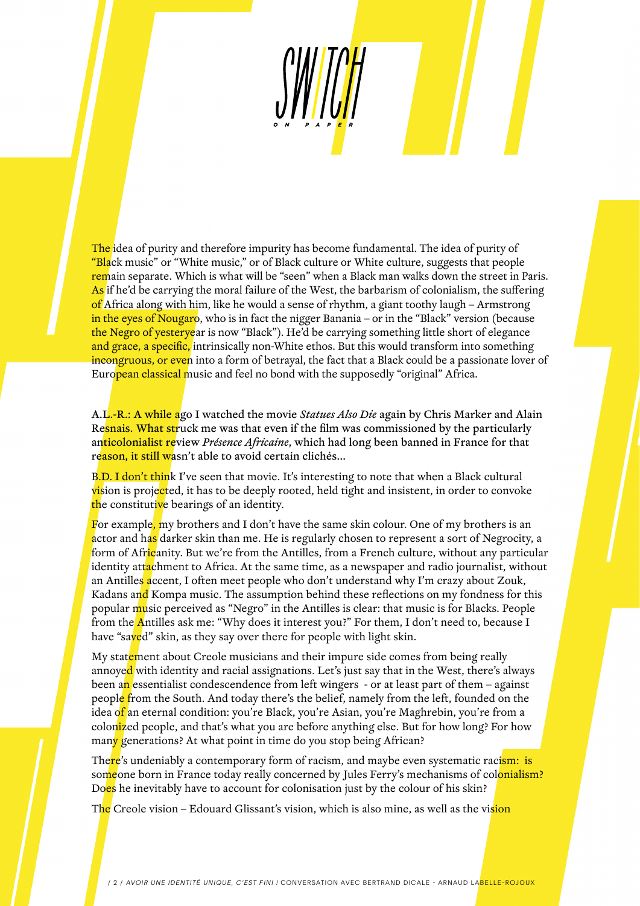The idea of purity and therefore impurity has become fundamental. The idea of purity of "Black music" or "White music," or of Black culture or White culture, suggests that people remain separate. Which is what will be "seen" when a Black man walks down the street in Paris. As if he'd be carrying the moral failure of the West, the barbarism of colonialism, the suffering of Africa along with him, like he would a sense of rhythm, a giant toothy laugh – Armstrong in the eyes of Nougaro, who is in fact the nigger Banania – or in the "Black" version (because the Negro of yesteryear is now "Black"). He'd be carrying something little short of elegance and grace, a specific, intrinsically non-White ethos. But this would transform into something incongruous, or even into a form of betrayal, the fact that a Black could be a passionate lover of European classical music and feel no bond with the supposedly "original" Africa.

**A.L.-R.: A while ago I watched the movie *Statues Also Die* again by Chris Marker and Alain Resnais. What struck me was that even if the film was commissioned by the particularly anticolonialist review *Présence Africaine*, which had long been banned in France for that reason, it still wasn't able to avoid certain clichés...**

B.D. I don't think I've seen that movie. It's interesting to note that when a Black cultural vision is projected, it has to be deeply rooted, held tight and insistent, in order to convoke the constitutive bearings of an identity.

For example, my brothers and I don't have the same skin colour. One of my brothers is an actor and has darker skin than me. He is regularly chosen to represent a sort of Negrocity, a form of Africanity. But we're from the Antilles, from a French culture, without any particular identity attachment to Africa. At the same time, as a newspaper and radio journalist, without an Antilles accent, I often meet people who don't understand why I'm crazy about Zouk, Kadans and Kompa music. The assumption behind these reflections on my fondness for this popular music perceived as "Negro" in the Antilles is clear: that music is for Blacks. People from the Antilles ask me: "Why does it interest you?" For them, I don't need to, because I have "saved" skin, as they say over there for people with light skin.

My statement about Creole musicians and their impure side comes from being really annoyed with identity and racial assignations. Let's just say that in the West, there's always been an essentialist condescendence from left wingers - or at least part of them – against people from the South. And today there's the belief, namely from the left, founded on the idea of an eternal condition: you're Black, you're Asian, you're Maghrebin, you're from a colonized people, and that's what you are before anything else. But for how long? For how many generations? At what point in time do you stop being African?

There's undeniably a contemporary form of racism, and maybe even systematic racism: is someone born in France today really concerned by Jules Ferry's mechanisms of colonialism? Does he inevitably have to account for colonisation just by the colour of his skin?

The Creole vision – Edouard Glissant's vision, which is also mine, as well as the vision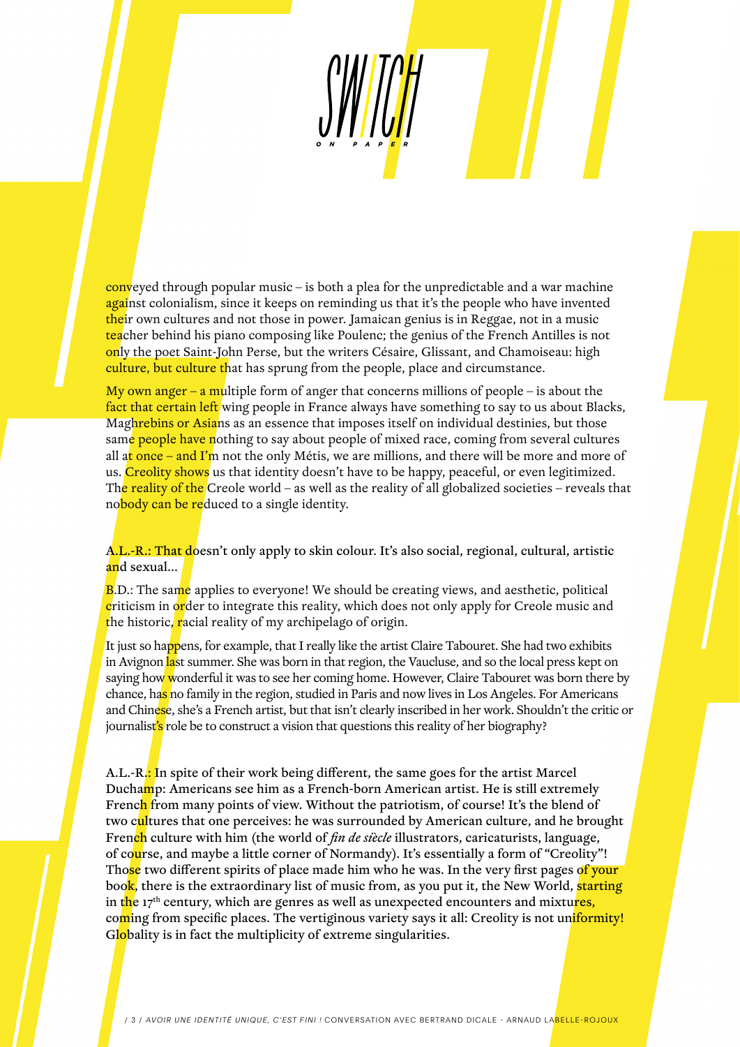conveyed through popular music – is both a plea for the unpredictable and a war machine against colonialism, since it keeps on reminding us that it's the people who have invented their own cultures and not those in power. Jamaican genius is in Reggae, not in a music teacher behind his piano composing like Poulenc; the genius of the French Antilles is not only the poet Saint-John Perse, but the writers Césaire, Glissant, and Chamoiseau: high culture, but culture that has sprung from the people, place and circumstance.

My own anger – a multiple form of anger that concerns millions of people – is about the fact that certain left wing people in France always have something to say to us about Blacks, Maghrebins or Asians as an essence that imposes itself on individual destinies, but those same people have nothing to say about people of mixed race, coming from several cultures all at once – and I'm not the only Métis, we are millions, and there will be more and more of us. Creolity shows us that identity doesn't have to be happy, peaceful, or even legitimized. The reality of the Creole world – as well as the reality of all globalized societies – reveals that nobody can be reduced to a single identity.

A.L.-R.: That doesn't only apply to skin colour. It's also social, regional, cultural, artistic and sexual...

B.D.: The same applies to everyone! We should be creating views, and aesthetic, political criticism in order to integrate this reality, which does not only apply for Creole music and the historic, racial reality of my archipelago of origin.

It just so happens, for example, that I really like the artist Claire Tabouret. She had two exhibits in Avignon last summer. She was born in that region, the Vaucluse, and so the local press kept on saying how wonderful it was to see her coming home. However, Claire Tabouret was born there by chance, has no family in the region, studied in Paris and now lives in Los Angeles. For Americans and Chinese, she's a French artist, but that isn't clearly inscribed in her work. Shouldn't the critic or journalist's role be to construct a vision that questions this reality of her biography?

A.L.-R.: In spite of their work being different, the same goes for the artist Marcel Duchamp: Americans see him as a French-born American artist. He is still extremely French from many points of view. Without the patriotism, of course! It's the blend of two cultures that one perceives: he was surrounded by American culture, and he brought French culture with him (the world of *fin de siècle* illustrators, caricaturists, language, of course, and maybe a little corner of Normandy). It's essentially a form of "Creolity"! Those two different spirits of place made him who he was. In the very first pages of your book, there is the extraordinary list of music from, as you put it, the New World, starting in the 17th century, which are genres as well as unexpected encounters and mixtures, coming from specific places. The vertiginous variety says it all: Creolity is not uniformity! Globality is in fact the multiplicity of extreme singularities.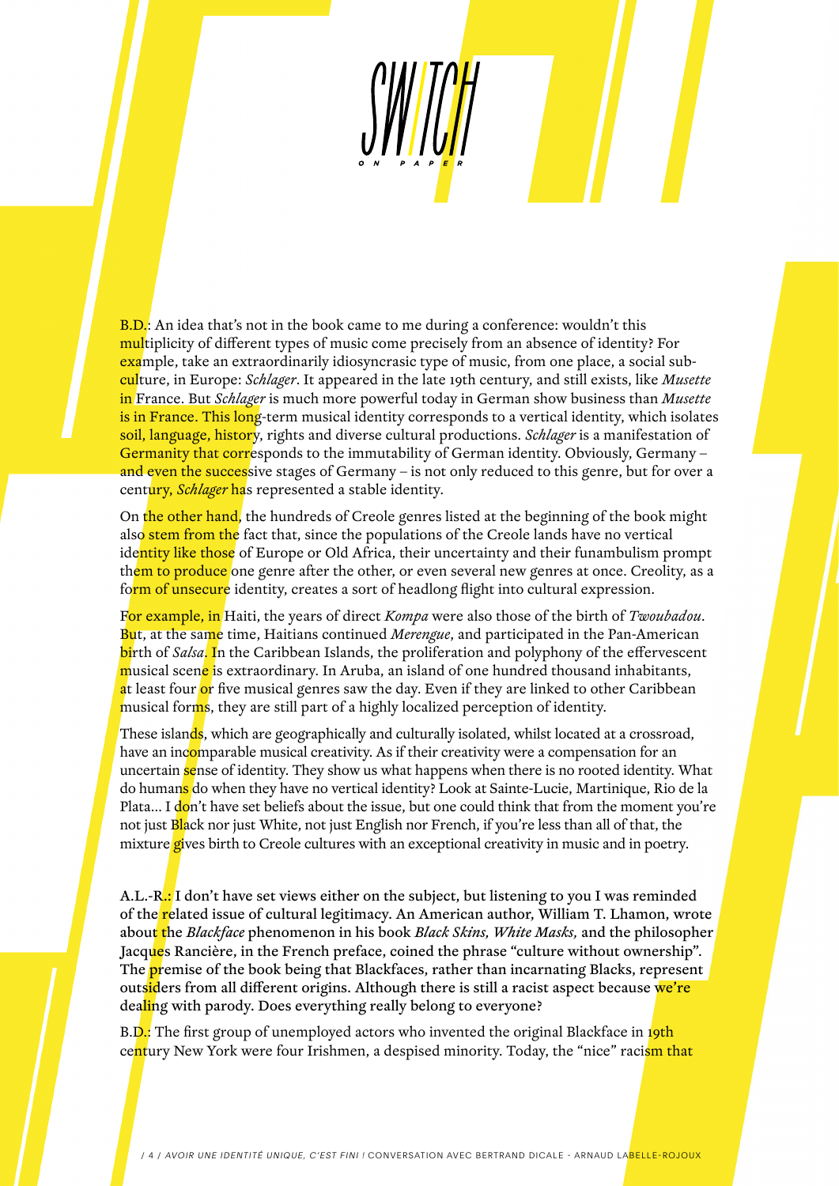B.D.: An idea that's not in the book came to me during a conference: wouldn't this multiplicity of different types of music come precisely from an absence of identity? For example, take an extraordinarily idiosyncrasic type of music, from one place, a social sub-culture, in Europe: *Schlager*. It appeared in the late 19th century, and still exists, like *Musette* in France. But *Schlager* is much more powerful today in German show business than *Musette* is in France. This long-term musical identity corresponds to a vertical identity, which isolates soil, language, history, rights and diverse cultural productions. *Schlager* is a manifestation of Germanity that corresponds to the immutability of German identity. Obviously, Germany – and even the successive stages of Germany – is not only reduced to this genre, but for over a century, *Schlager* has represented a stable identity.

On the other hand, the hundreds of Creole genres listed at the beginning of the book might also stem from the fact that, since the populations of the Creole lands have no vertical identity like those of Europe or Old Africa, their uncertainty and their funambulism prompt them to produce one genre after the other, or even several new genres at once. Creolity, as a form of unsecure identity, creates a sort of headlong flight into cultural expression.

For example, in Haiti, the years of direct *Kompa* were also those of the birth of *Twoubadou*. But, at the same time, Haitians continued *Merengue*, and participated in the Pan-American birth of *Salsa*. In the Caribbean Islands, the proliferation and polyphony of the effervescent musical scene is extraordinary. In Aruba, an island of one hundred thousand inhabitants, at least four or five musical genres saw the day. Even if they are linked to other Caribbean musical forms, they are still part of a highly localized perception of identity.

These islands, which are geographically and culturally isolated, whilst located at a crossroad, have an incomparable musical creativity. As if their creativity were a compensation for an uncertain sense of identity. They show us what happens when there is no rooted identity. What do humans do when they have no vertical identity? Look at Sainte-Lucie, Martinique, Rio de la Plata... I don't have set beliefs about the issue, but one could think that from the moment you're not just Black nor just White, not just English nor French, if you're less than all of that, the mixture gives birth to Creole cultures with an exceptional creativity in music and in poetry.

A.L.-R.: I don't have set views either on the subject, but listening to you I was reminded of the related issue of cultural legitimacy. An American author, William T. Lhamon, wrote about the *Blackface* phenomenon in his book *Black Skins, White Masks,* and the philosopher Jacques Rancière, in the French preface, coined the phrase "culture without ownership". The premise of the book being that Blackfaces, rather than incarnating Blacks, represent outsiders from all different origins. Although there is still a racist aspect because we're dealing with parody. Does everything really belong to everyone?

B.D.: The first group of unemployed actors who invented the original Blackface in 19th century New York were four Irishmen, a despised minority. Today, the "nice" racism that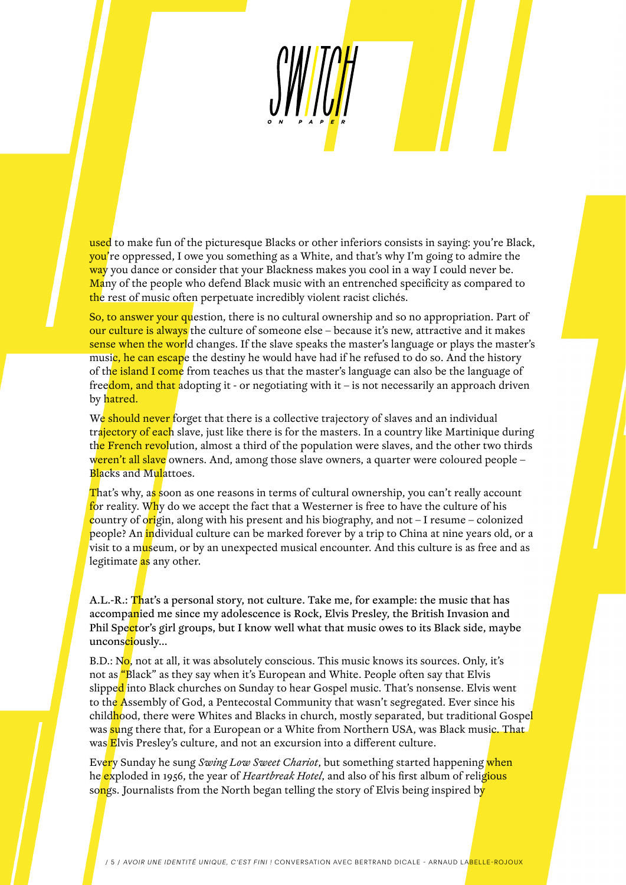used to make fun of the picturesque Blacks or other inferiors consists in saying: you're Black, you're oppressed, I owe you something as a White, and that's why I'm going to admire the way you dance or consider that your Blackness makes you cool in a way I could never be. Many of the people who defend Black music with an entrenched specificity as compared to the rest of music often perpetuate incredibly violent racist clichés.

So, to answer your question, there is no cultural ownership and so no appropriation. Part of our culture is always the culture of someone else – because it's new, attractive and it makes sense when the world changes. If the slave speaks the master's language or plays the master's music, he can escape the destiny he would have had if he refused to do so. And the history of the island I come from teaches us that the master's language can also be the language of freedom, and that adopting it - or negotiating with it – is not necessarily an approach driven by hatred.

We should never forget that there is a collective trajectory of slaves and an individual trajectory of each slave, just like there is for the masters. In a country like Martinique during the French revolution, almost a third of the population were slaves, and the other two thirds weren't all slave owners. And, among those slave owners, a quarter were coloured people – Blacks and Mulattoes.

That's why, as soon as one reasons in terms of cultural ownership, you can't really account for reality. Why do we accept the fact that a Westerner is free to have the culture of his country of origin, along with his present and his biography, and not – I resume – colonized people? An individual culture can be marked forever by a trip to China at nine years old, or a visit to a museum, or by an unexpected musical encounter. And this culture is as free and as legitimate as any other.

**A.L.-R.: That's a personal story, not culture. Take me, for example: the music that has accompanied me since my adolescence is Rock, Elvis Presley, the British Invasion and Phil Spector's girl groups, but I know well what that music owes to its Black side, maybe unconsciously...**

B.D.: No, not at all, it was absolutely conscious. This music knows its sources. Only, it's not as "Black" as they say when it's European and White. People often say that Elvis slipped into Black churches on Sunday to hear Gospel music. That's nonsense. Elvis went to the Assembly of God, a Pentecostal Community that wasn't segregated. Ever since his childhood, there were Whites and Blacks in church, mostly separated, but traditional Gospel was sung there that, for a European or a White from Northern USA, was Black music. That was Elvis Presley's culture, and not an excursion into a different culture.

Every Sunday he sung *Swing Low Sweet Chariot*, but something started happening when he exploded in 1956, the year of *Heartbreak Hotel*, and also of his first album of religious songs. Journalists from the North began telling the story of Elvis being inspired by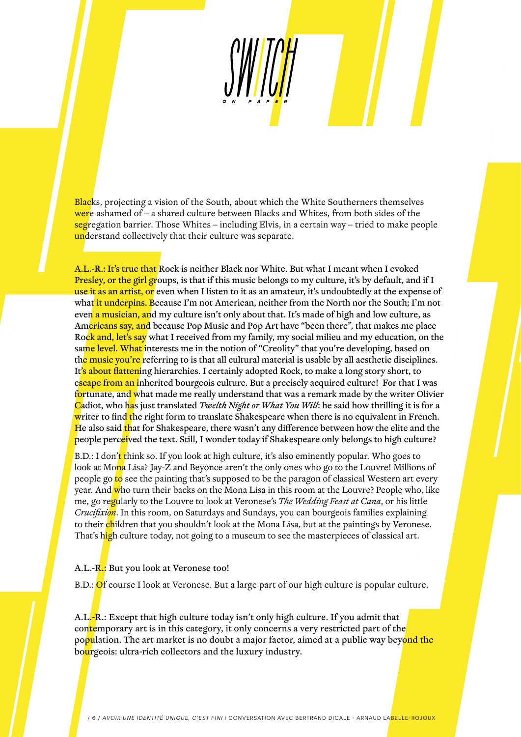Blacks, projecting a vision of the South, about which the White Southerners themselves were ashamed of – a shared culture between Blacks and Whites, from both sides of the segregation barrier. Those Whites – including Elvis, in a certain way – tried to make people understand collectively that their culture was separate.

A.L.-R.: It's true that Rock is neither Black nor White. But what I meant when I evoked Presley, or the girl groups, is that if this music belongs to my culture, it's by default, and if I use it as an artist, or even when I listen to it as an amateur, it's undoubtedly at the expense of what it underpins. Because I'm not American, neither from the North nor the South; I'm not even a musician, and my culture isn't only about that. It's made of high and low culture, as Americans say, and because Pop Music and Pop Art have "been there", that makes me place Rock and, let's say what I received from my family, my social milieu and my education, on the same level. What interests me in the notion of "Creolity" that you're developing, based on the music you're referring to is that all cultural material is usable by all aesthetic disciplines. It's about flattening hierarchies. I certainly adopted Rock, to make a long story short, to escape from an inherited bourgeois culture. But a precisely acquired culture! For that I was fortunate, and what made me really understand that was a remark made by the writer Olivier Cadiot, who has just translated *Twelth Night or What You Will*: he said how thrilling it is for a writer to find the right form to translate Shakespeare when there is no equivalent in French. He also said that for Shakespeare, there wasn't any difference between how the elite and the people perceived the text. Still, I wonder today if Shakespeare only belongs to high culture?

B.D.: I don't think so. If you look at high culture, it's also eminently popular. Who goes to look at Mona Lisa? Jay-Z and Beyonce aren't the only ones who go to the Louvre! Millions of people go to see the painting that's supposed to be the paragon of classical Western art every year. And who turn their backs on the Mona Lisa in this room at the Louvre? People who, like me, go regularly to the Louvre to look at Veronese's *The Wedding Feast at Cana*, or his little *Crucifixion*. In this room, on Saturdays and Sundays, you can bourgeois families explaining to their children that you shouldn't look at the Mona Lisa, but at the paintings by Veronese. That's high culture today, not going to a museum to see the masterpieces of classical art.

A.L.-R.: But you look at Veronese too!

B.D.: Of course I look at Veronese. But a large part of our high culture is popular culture.

A.L.-R.: Except that high culture today isn't only high culture. If you admit that contemporary art is in this category, it only concerns a very restricted part of the population. The art market is no doubt a major factor, aimed at a public way beyond the bourgeois: ultra-rich collectors and the luxury industry.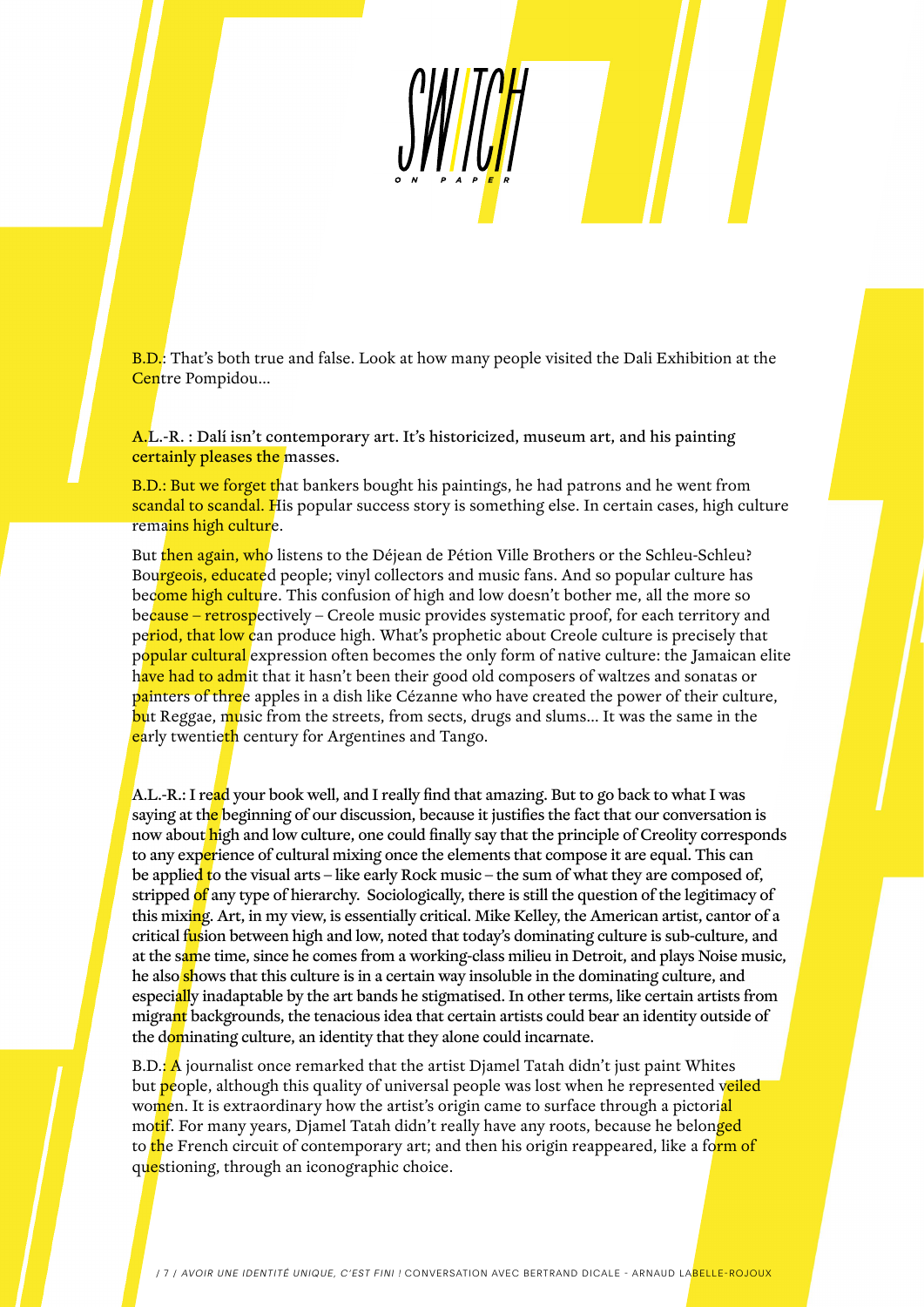B.D.: That's both true and false. Look at how many people visited the Dali Exhibition at the Centre Pompidou...

**A.L.-R. : Dalí isn't contemporary art. It's historicized, museum art, and his painting certainly pleases the masses.**

B.D.: But we forget that bankers bought his paintings, he had patrons and he went from scandal to scandal. His popular success story is something else. In certain cases, high culture remains high culture.

But then again, who listens to the Déjean de Pétion Ville Brothers or the Schleu-Schleu? Bourgeois, educated people; vinyl collectors and music fans. And so popular culture has become high culture. This confusion of high and low doesn't bother me, all the more so because – retrospectively – Creole music provides systematic proof, for each territory and period, that low can produce high. What's prophetic about Creole culture is precisely that popular cultural expression often becomes the only form of native culture: the Jamaican elite have had to admit that it hasn't been their good old composers of waltzes and sonatas or painters of three apples in a dish like Cézanne who have created the power of their culture, but Reggae, music from the streets, from sects, drugs and slums... It was the same in the early twentieth century for Argentines and Tango.

**A.L.-R.: I read your book well, and I really find that amazing. But to go back to what I was saying at the beginning of our discussion, because it justifies the fact that our conversation is now about high and low culture, one could finally say that the principle of Creolity corresponds to any experience of cultural mixing once the elements that compose it are equal. This can be applied to the visual arts – like early Rock music – the sum of what they are composed of, stripped of any type of hierarchy. Sociologically, there is still the question of the legitimacy of this mixing. Art, in my view, is essentially critical. Mike Kelley, the American artist, cantor of a critical fusion between high and low, noted that today's dominating culture is sub-culture, and at the same time, since he comes from a working-class milieu in Detroit, and plays Noise music, he also shows that this culture is in a certain way insoluble in the dominating culture, and especially inadaptable by the art bands he stigmatised. In other terms, like certain artists from migrant backgrounds, the tenacious idea that certain artists could bear an identity outside of the dominating culture, an identity that they alone could incarnate.**

B.D.: A journalist once remarked that the artist Djamel Tatah didn't just paint Whites but people, although this quality of universal people was lost when he represented veiled women. It is extraordinary how the artist's origin came to surface through a pictorial motif. For many years, Djamel Tatah didn't really have any roots, because he belonged to the French circuit of contemporary art; and then his origin reappeared, like a form of questioning, through an iconographic choice.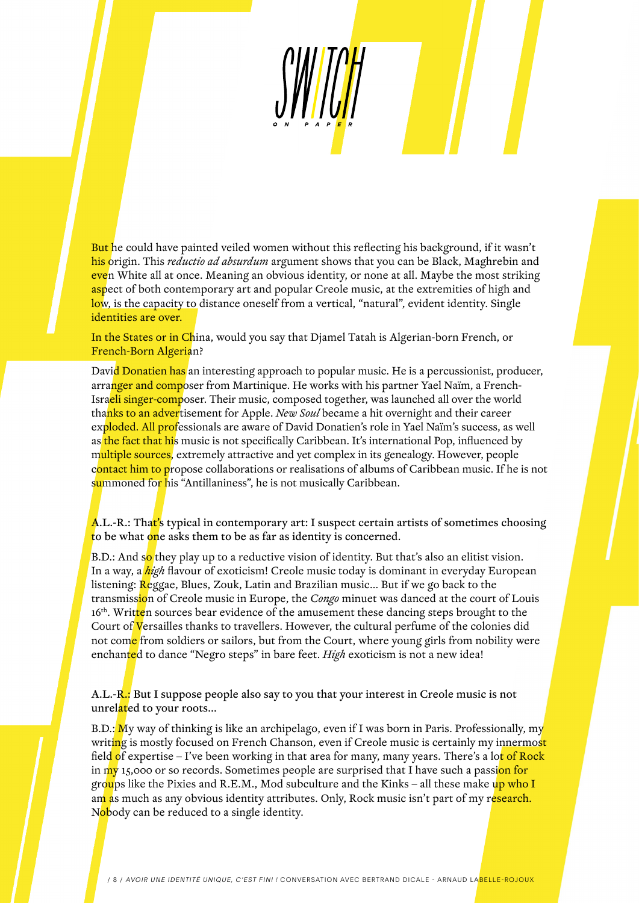But he could have painted veiled women without this reflecting his background, if it wasn't his origin. This *reductio ad absurdum* argument shows that you can be Black, Maghrebin and even White all at once. Meaning an obvious identity, or none at all. Maybe the most striking aspect of both contemporary art and popular Creole music, at the extremities of high and low, is the capacity to distance oneself from a vertical, "natural", evident identity. Single identities are over.

In the States or in China, would you say that Djamel Tatah is Algerian-born French, or French-Born Algerian?

David Donatien has an interesting approach to popular music. He is a percussionist, producer, arranger and composer from Martinique. He works with his partner Yael Naïm, a French-Israeli singer-composer. Their music, composed together, was launched all over the world thanks to an advertisement for Apple. *New Soul* became a hit overnight and their career exploded. All professionals are aware of David Donatien's role in Yael Naïm's success, as well as the fact that his music is not specifically Caribbean. It's international Pop, influenced by multiple sources, extremely attractive and yet complex in its genealogy. However, people contact him to propose collaborations or realisations of albums of Caribbean music. If he is not summoned for his "Antillaniness", he is not musically Caribbean.

**A.L.-R.: That's typical in contemporary art: I suspect certain artists of sometimes choosing to be what one asks them to be as far as identity is concerned.**

B.D.: And so they play up to a reductive vision of identity. But that's also an elitist vision. In a way, a *high* flavour of exoticism! Creole music today is dominant in everyday European listening: Reggae, Blues, Zouk, Latin and Brazilian music... But if we go back to the transmission of Creole music in Europe, the *Congo* minuet was danced at the court of Louis 16th. Written sources bear evidence of the amusement these dancing steps brought to the Court of Versailles thanks to travellers. However, the cultural perfume of the colonies did not come from soldiers or sailors, but from the Court, where young girls from nobility were enchanted to dance "Negro steps" in bare feet. *High* exoticism is not a new idea!

**A.L.-R.: But I suppose people also say to you that your interest in Creole music is not unrelated to your roots...**

B.D.: My way of thinking is like an archipelago, even if I was born in Paris. Professionally, my writing is mostly focused on French Chanson, even if Creole music is certainly my innermost field of expertise – I've been working in that area for many, many years. There's a lot of Rock in my 15,000 or so records. Sometimes people are surprised that I have such a passion for groups like the Pixies and R.E.M., Mod subculture and the Kinks – all these make up who I am as much as any obvious identity attributes. Only, Rock music isn't part of my research. Nobody can be reduced to a single identity.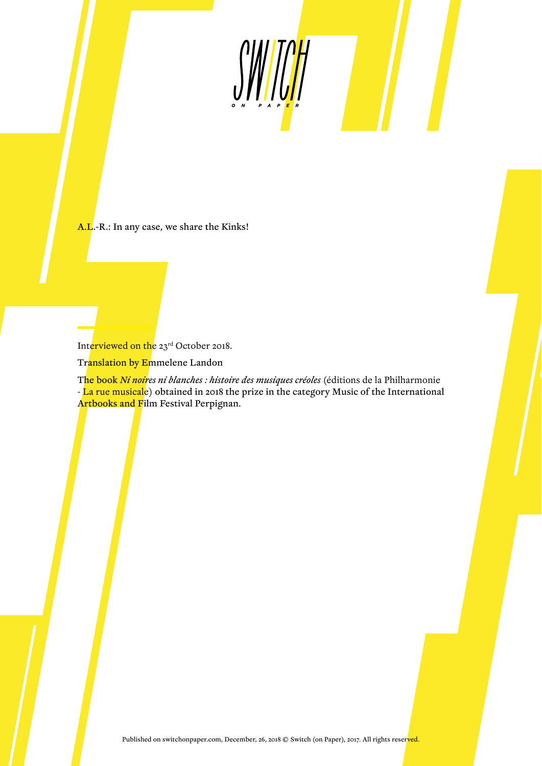A.L.-R.: In any case, we share the Kinks!

---

Interviewed on the 23rd October 2018.

Translation by Emmelene Landon

The book *Ni noires ni blanches : histoire des musiques créoles* (éditions de la Philharmonie - La rue musicale) obtained in 2018 the prize in the category Music of the International Artbooks and Film Festival Perpignan.